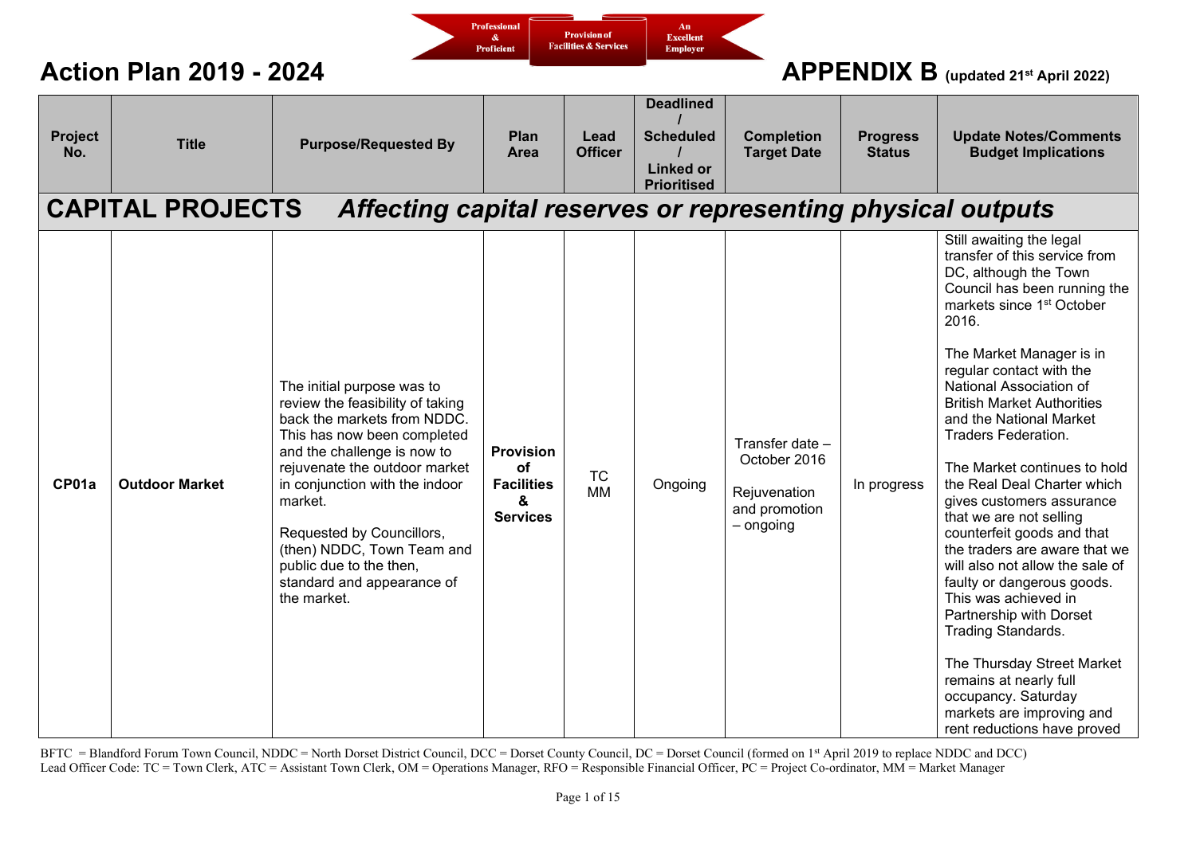Professional & Proficient | Provision of Facilities & Services | An Excellent Employer

# Action Plan 2019 - 2024

# APPENDIX B (updated 21st April 2022)

| Project No. | Title | Purpose/Requested By | Plan Area | Lead Officer | Deadlined / Scheduled / Linked or Prioritised | Completion Target Date | Progress Status | Update Notes/Comments Budget Implications |
|---|---|---|---|---|---|---|---|---|
| **CAPITAL PROJECTS** *Affecting capital reserves or representing physical outputs* | | | | | | | | |
| **CP01a** | **Outdoor Market** | The initial purpose was to review the feasibility of taking back the markets from NDDC. This has now been completed and the challenge is now to rejuvenate the outdoor market in conjunction with the indoor market.<br><br>Requested by Councillors, (then) NDDC, Town Team and public due to the then, standard and appearance of the market. | **Provision of Facilities & Services** | TC MM | Ongoing | Transfer date – October 2016<br><br>Rejuvenation and promotion – ongoing | In progress | Still awaiting the legal transfer of this service from DC, although the Town Council has been running the markets since 1st October 2016.<br><br>The Market Manager is in regular contact with the National Association of British Market Authorities and the National Market Traders Federation.<br><br>The Market continues to hold the Real Deal Charter which gives customers assurance that we are not selling counterfeit goods and that the traders are aware that we will also not allow the sale of faulty or dangerous goods. This was achieved in Partnership with Dorset Trading Standards.<br><br>The Thursday Street Market remains at nearly full occupancy. Saturday markets are improving and rent reductions have proved |

BFTC = Blandford Forum Town Council, NDDC = North Dorset District Council, DCC = Dorset County Council, DC = Dorset Council (formed on 1st April 2019 to replace NDDC and DCC)
Lead Officer Code: TC = Town Clerk, ATC = Assistant Town Clerk, OM = Operations Manager, RFO = Responsible Financial Officer, PC = Project Co-ordinator, MM = Market Manager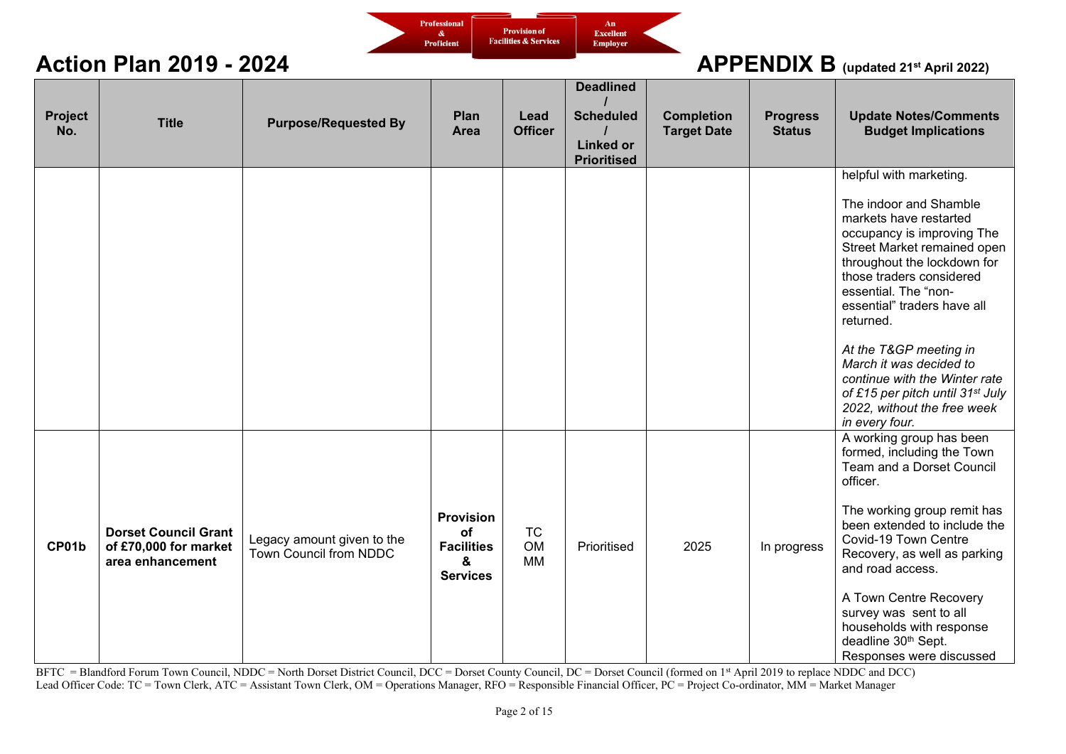# Action Plan 2019 - 2024

# APPENDIX B (updated 21st April 2022)

| Project No. | Title | Purpose/Requested By | Plan Area | Lead Officer | Deadlined / Scheduled / Linked or Prioritised | Completion Target Date | Progress Status | Update Notes/Comments Budget Implications |
|---|---|---|---|---|---|---|---|---|
| | | | | | | | | helpful with marketing.<br><br>The indoor and Shamble markets have restarted occupancy is improving The Street Market remained open throughout the lockdown for those traders considered essential. The "non-essential" traders have all returned.<br><br>*At the T&GP meeting in March it was decided to continue with the Winter rate of £15 per pitch until 31st July 2022, without the free week in every four.* |
| **CP01b** | **Dorset Council Grant of £70,000 for market area enhancement** | Legacy amount given to the Town Council from NDDC | **Provision of Facilities & Services** | TC<br>OM<br>MM | Prioritised | 2025 | In progress | A working group has been formed, including the Town Team and a Dorset Council officer.<br><br>The working group remit has been extended to include the Covid-19 Town Centre Recovery, as well as parking and road access.<br><br>A Town Centre Recovery survey was sent to all households with response deadline 30th Sept. Responses were discussed |

BFTC = Blandford Forum Town Council, NDDC = North Dorset District Council, DCC = Dorset County Council, DC = Dorset Council (formed on 1st April 2019 to replace NDDC and DCC)
Lead Officer Code: TC = Town Clerk, ATC = Assistant Town Clerk, OM = Operations Manager, RFO = Responsible Financial Officer, PC = Project Co-ordinator, MM = Market Manager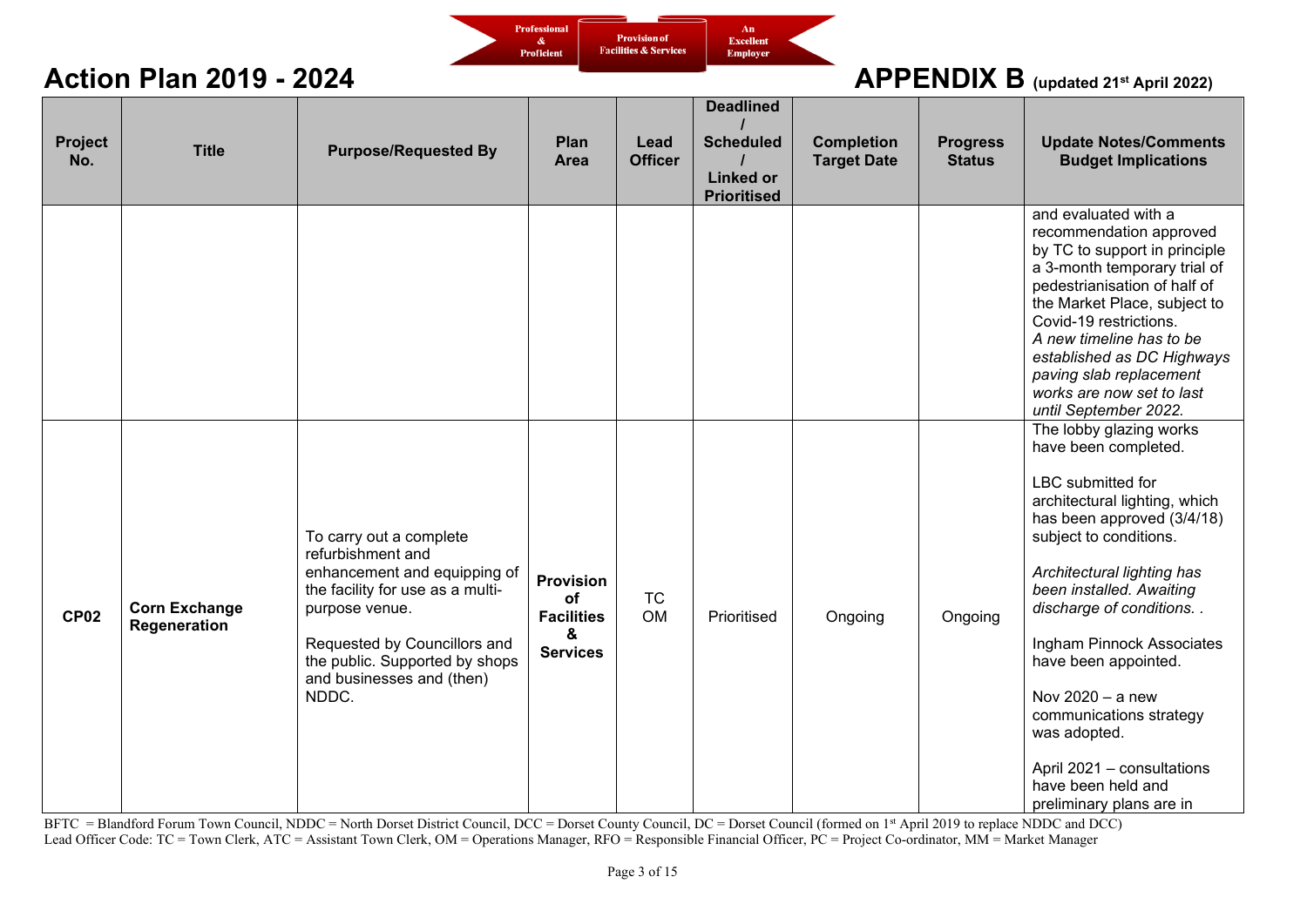# Action Plan 2019 - 2024

## APPENDIX B (updated 21st April 2022)

| Project No. | Title | Purpose/Requested By | Plan Area | Lead Officer | Deadlined / Scheduled / Linked or Prioritised | Completion Target Date | Progress Status | Update Notes/Comments Budget Implications |
|---|---|---|---|---|---|---|---|---|
| | | | | | | | | and evaluated with a recommendation approved by TC to support in principle a 3-month temporary trial of pedestrianisation of half of the Market Place, subject to Covid-19 restrictions. *A new timeline has to be established as DC Highways paving slab replacement works are now set to last until September 2022.* |
| **CP02** | **Corn Exchange Regeneration** | To carry out a complete refurbishment and enhancement and equipping of the facility for use as a multi-purpose venue. Requested by Councillors and the public. Supported by shops and businesses and (then) NDDC. | **Provision of Facilities & Services** | TC OM | Prioritised | Ongoing | Ongoing | The lobby glazing works have been completed. LBC submitted for architectural lighting, which has been approved (3/4/18) subject to conditions. *Architectural lighting has been installed. Awaiting discharge of conditions. .* Ingham Pinnock Associates have been appointed. Nov 2020 – a new communications strategy was adopted. April 2021 – consultations have been held and preliminary plans are in |

BFTC = Blandford Forum Town Council, NDDC = North Dorset District Council, DCC = Dorset County Council, DC = Dorset Council (formed on 1st April 2019 to replace NDDC and DCC)
Lead Officer Code: TC = Town Clerk, ATC = Assistant Town Clerk, OM = Operations Manager, RFO = Responsible Financial Officer, PC = Project Co-ordinator, MM = Market Manager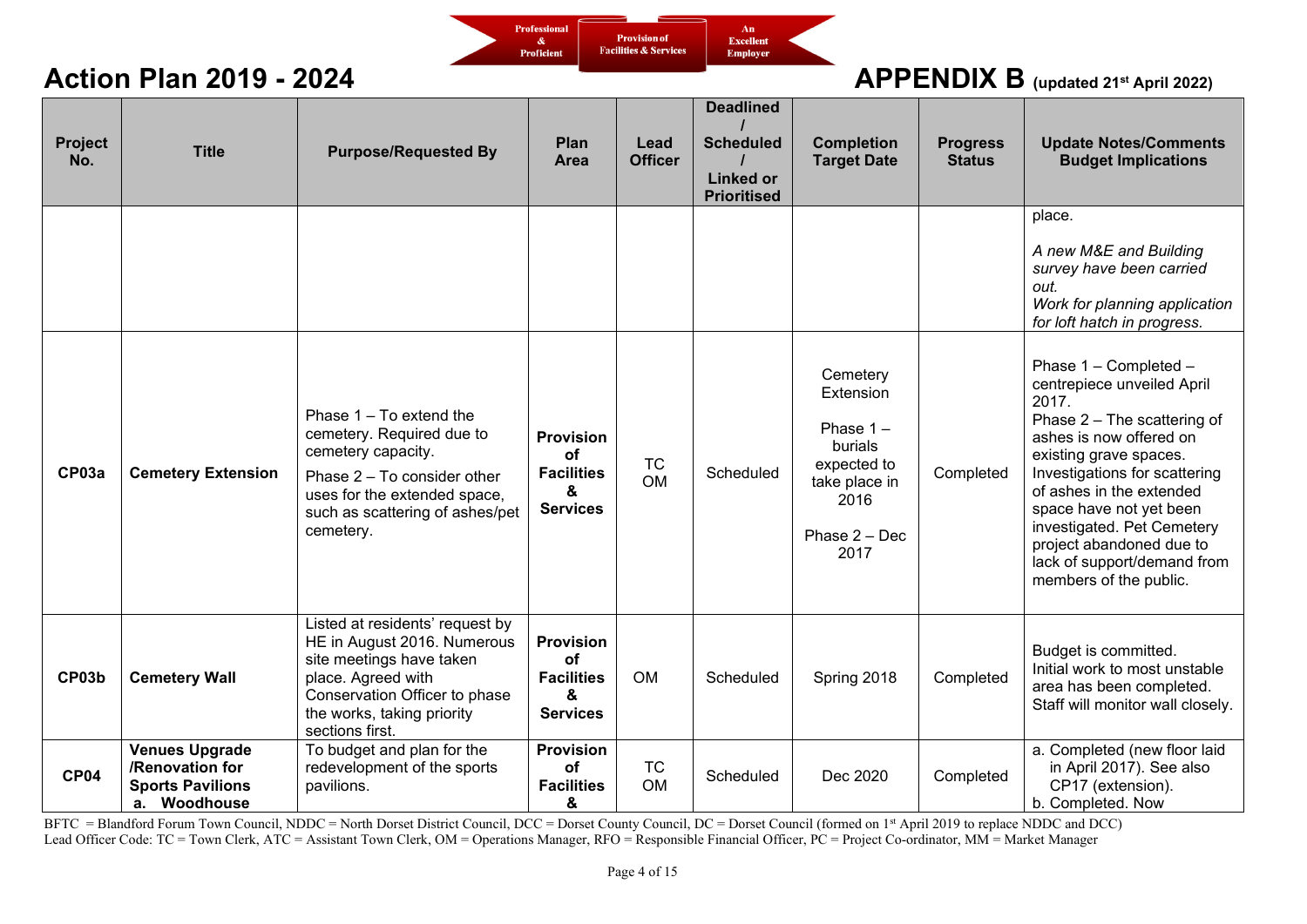# Action Plan 2019 - 2024

## APPENDIX B (updated 21st April 2022)

| Project No. | Title | Purpose/Requested By | Plan Area | Lead Officer | Deadlined / Scheduled / Linked or Prioritised | Completion Target Date | Progress Status | Update Notes/Comments Budget Implications |
|---|---|---|---|---|---|---|---|---|
| | | | | | | | | place. *A new M&E and Building survey have been carried out. Work for planning application for loft hatch in progress.* |
| **CP03a** | **Cemetery Extension** | Phase 1 – To extend the cemetery. Required due to cemetery capacity. Phase 2 – To consider other uses for the extended space, such as scattering of ashes/pet cemetery. | **Provision of Facilities & Services** | TC OM | Scheduled | Cemetery Extension Phase 1 – burials expected to take place in 2016 Phase 2 – Dec 2017 | Completed | Phase 1 – Completed – centrepiece unveiled April 2017. Phase 2 – The scattering of ashes is now offered on existing grave spaces. Investigations for scattering of ashes in the extended space have not yet been investigated. Pet Cemetery project abandoned due to lack of support/demand from members of the public. |
| **CP03b** | **Cemetery Wall** | Listed at residents' request by HE in August 2016. Numerous site meetings have taken place. Agreed with Conservation Officer to phase the works, taking priority sections first. | **Provision of Facilities & Services** | OM | Scheduled | Spring 2018 | Completed | Budget is committed. Initial work to most unstable area has been completed. Staff will monitor wall closely. |
| **CP04** | **Venues Upgrade /Renovation for Sports Pavilions** a. **Woodhouse** | To budget and plan for the redevelopment of the sports pavilions. | **Provision of Facilities &** | TC OM | Scheduled | Dec 2020 | Completed | a. Completed (new floor laid in April 2017). See also CP17 (extension). b. Completed. Now |

BFTC = Blandford Forum Town Council, NDDC = North Dorset District Council, DCC = Dorset County Council, DC = Dorset Council (formed on 1st April 2019 to replace NDDC and DCC)
Lead Officer Code: TC = Town Clerk, ATC = Assistant Town Clerk, OM = Operations Manager, RFO = Responsible Financial Officer, PC = Project Co-ordinator, MM = Market Manager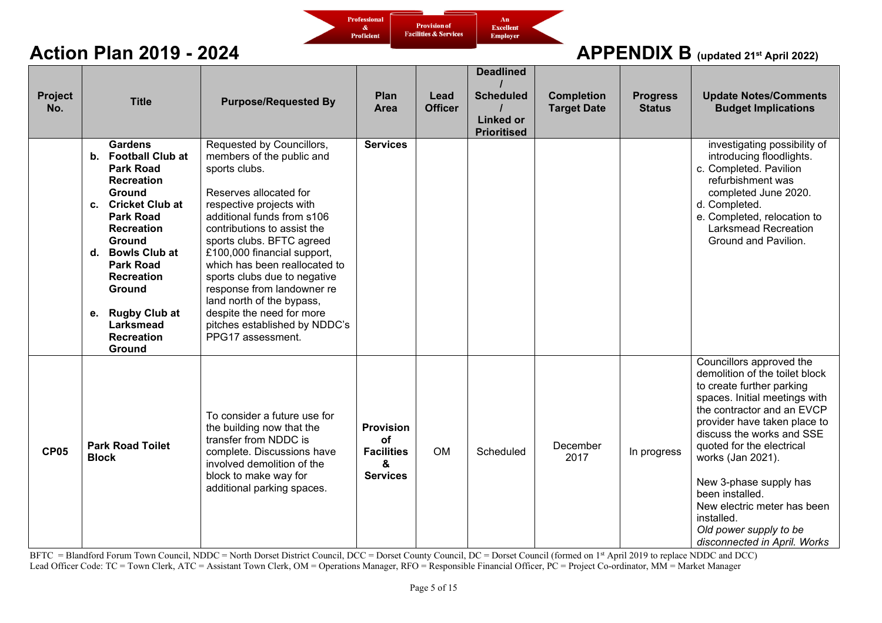Professional & Proficient | Provision of Facilities & Services | An Excellent Employer

# Action Plan 2019 - 2024

## APPENDIX B (updated 21st April 2022)

| Project No. | Title | Purpose/Requested By | Plan Area | Lead Officer | Deadlined / Scheduled / Linked or Prioritised | Completion Target Date | Progress Status | Update Notes/Comments Budget Implications |
|---|---|---|---|---|---|---|---|---|
| | **Gardens**<br>b. **Football Club at Park Road Recreation Ground**<br>c. **Cricket Club at Park Road Recreation Ground**<br>d. **Bowls Club at Park Road Recreation Ground**<br>e. **Rugby Club at Larksmead Recreation Ground** | Requested by Councillors, members of the public and sports clubs.<br><br>Reserves allocated for respective projects with additional funds from s106 contributions to assist the sports clubs. BFTC agreed £100,000 financial support, which has been reallocated to sports clubs due to negative response from landowner re land north of the bypass, despite the need for more pitches established by NDDC's PPG17 assessment. | **Services** | | | | | investigating possibility of introducing floodlights.<br>c. Completed. Pavilion refurbishment was completed June 2020.<br>d. Completed.<br>e. Completed, relocation to Larksmead Recreation Ground and Pavilion. |
| **CP05** | **Park Road Toilet Block** | To consider a future use for the building now that the transfer from NDDC is complete. Discussions have involved demolition of the block to make way for additional parking spaces. | **Provision of Facilities & Services** | OM | Scheduled | December 2017 | In progress | Councillors approved the demolition of the toilet block to create further parking spaces. Initial meetings with the contractor and an EVCP provider have taken place to discuss the works and SSE quoted for the electrical works (Jan 2021).<br><br>New 3-phase supply has been installed.<br>New electric meter has been installed.<br>*Old power supply to be disconnected in April. Works* |

BFTC = Blandford Forum Town Council, NDDC = North Dorset District Council, DCC = Dorset County Council, DC = Dorset Council (formed on 1st April 2019 to replace NDDC and DCC)
Lead Officer Code: TC = Town Clerk, ATC = Assistant Town Clerk, OM = Operations Manager, RFO = Responsible Financial Officer, PC = Project Co-ordinator, MM = Market Manager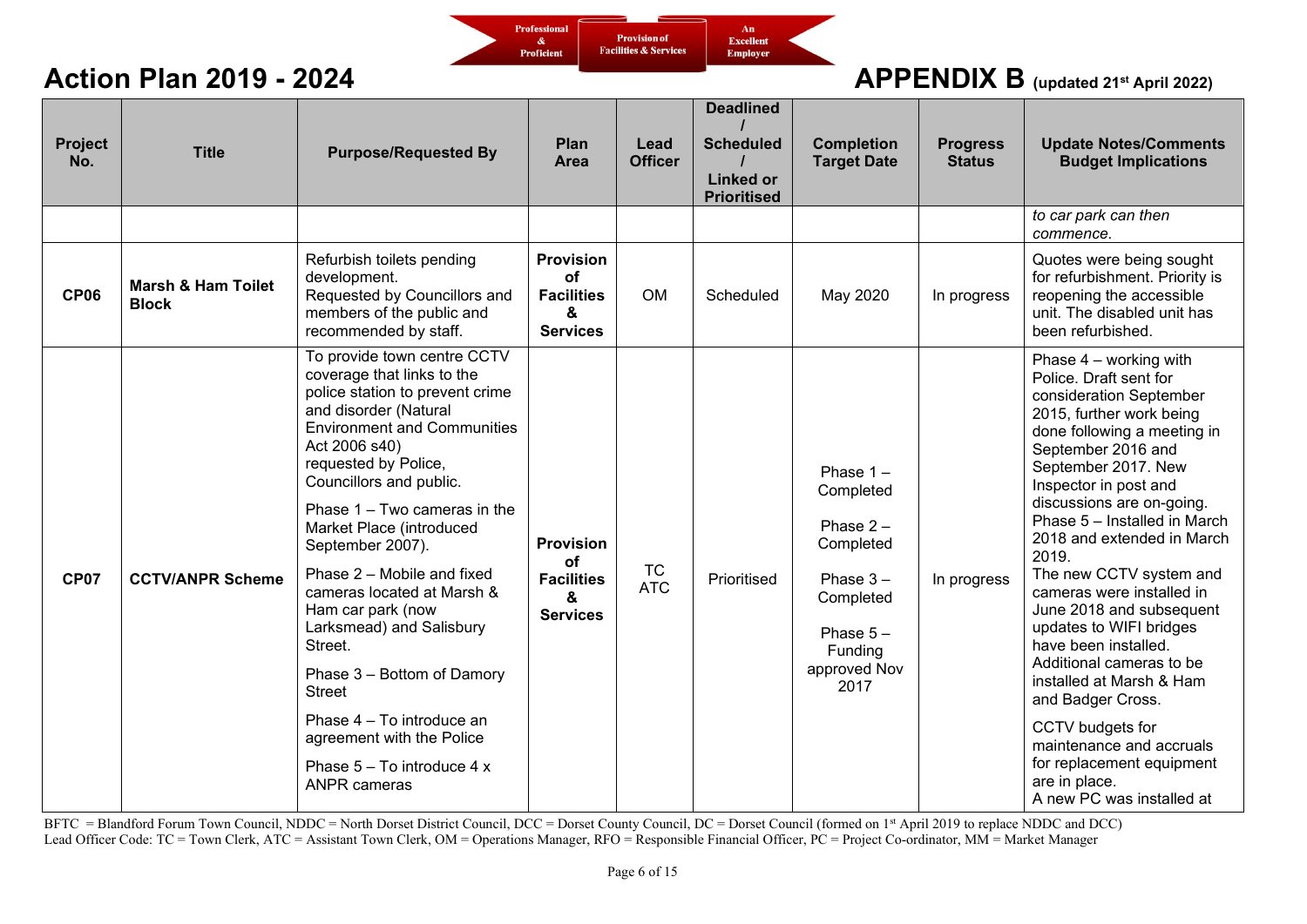# Action Plan 2019 - 2024

# APPENDIX B (updated 21st April 2022)

| Project No. | Title | Purpose/Requested By | Plan Area | Lead Officer | Deadlined / Scheduled / Linked or Prioritised | Completion Target Date | Progress Status | Update Notes/Comments Budget Implications |
|---|---|---|---|---|---|---|---|---|
| | | | | | | | | *to car park can then commence.* |
| **CP06** | **Marsh & Ham Toilet Block** | Refurbish toilets pending development. Requested by Councillors and members of the public and recommended by staff. | **Provision of Facilities & Services** | OM | Scheduled | May 2020 | In progress | Quotes were being sought for refurbishment. Priority is reopening the accessible unit. The disabled unit has been refurbished. |
| **CP07** | **CCTV/ANPR Scheme** | To provide town centre CCTV coverage that links to the police station to prevent crime and disorder (Natural Environment and Communities Act 2006 s40) requested by Police, Councillors and public.<br><br>Phase 1 – Two cameras in the Market Place (introduced September 2007).<br><br>Phase 2 – Mobile and fixed cameras located at Marsh & Ham car park (now Larksmead) and Salisbury Street.<br><br>Phase 3 – Bottom of Damory Street<br><br>Phase 4 – To introduce an agreement with the Police<br><br>Phase 5 – To introduce 4 x ANPR cameras | **Provision of Facilities & Services** | TC ATC | Prioritised | Phase 1 – Completed<br><br>Phase 2 – Completed<br><br>Phase 3 – Completed<br><br>Phase 5 – Funding approved Nov 2017 | In progress | Phase 4 – working with Police. Draft sent for consideration September 2015, further work being done following a meeting in September 2016 and September 2017. New Inspector in post and discussions are on-going. Phase 5 – Installed in March 2018 and extended in March 2019.<br>The new CCTV system and cameras were installed in June 2018 and subsequent updates to WIFI bridges have been installed. Additional cameras to be installed at Marsh & Ham and Badger Cross.<br><br>CCTV budgets for maintenance and accruals for replacement equipment are in place.<br>A new PC was installed at |

BFTC = Blandford Forum Town Council, NDDC = North Dorset District Council, DCC = Dorset County Council, DC = Dorset Council (formed on 1st April 2019 to replace NDDC and DCC)
Lead Officer Code: TC = Town Clerk, ATC = Assistant Town Clerk, OM = Operations Manager, RFO = Responsible Financial Officer, PC = Project Co-ordinator, MM = Market Manager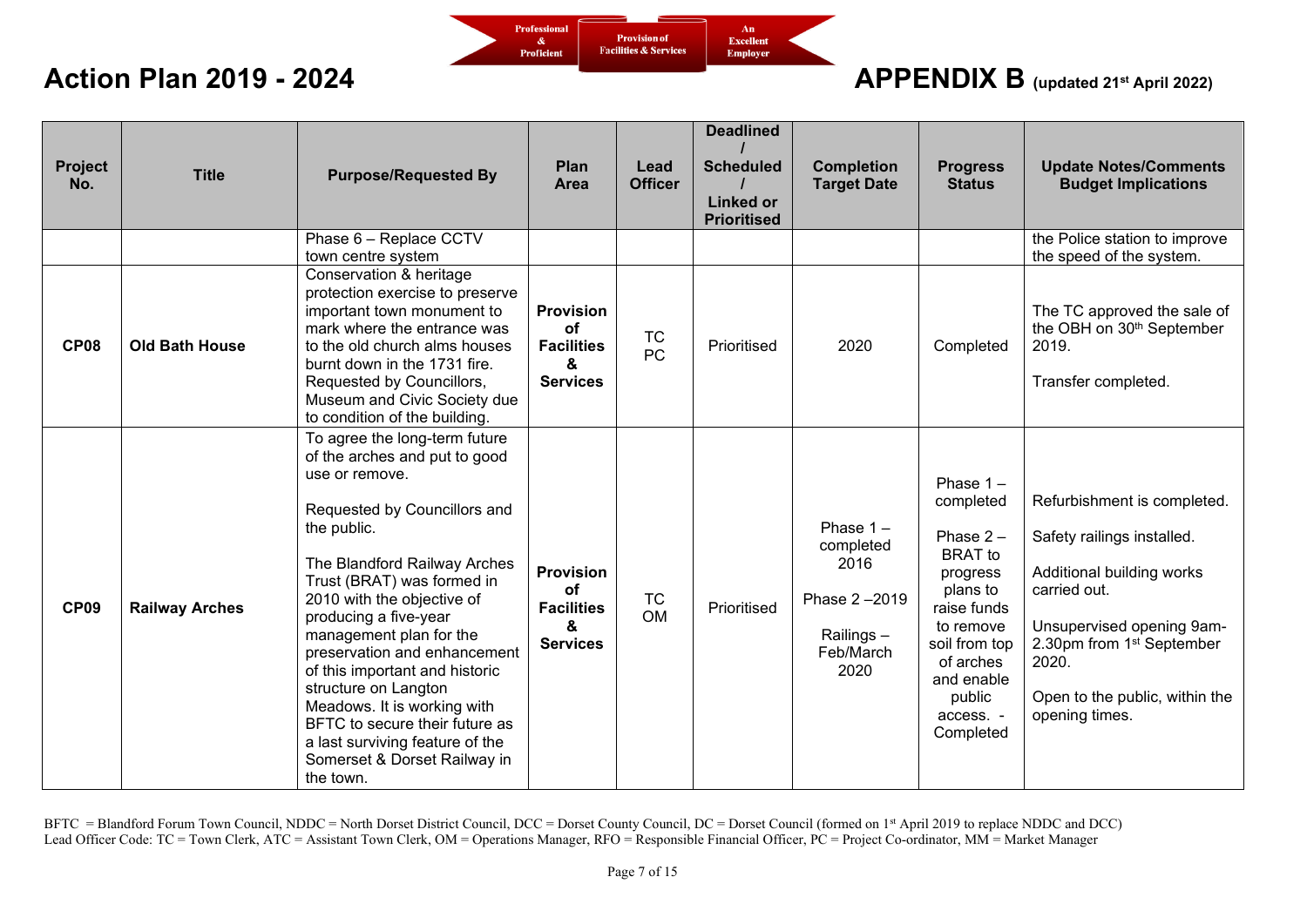# Action Plan 2019 - 2024

Professional & Proficient | Provision of Facilities & Services | An Excellent Employer

# APPENDIX B (updated 21st April 2022)

| Project No. | Title | Purpose/Requested By | Plan Area | Lead Officer | Deadlined / Scheduled / Linked or Prioritised | Completion Target Date | Progress Status | Update Notes/Comments Budget Implications |
|---|---|---|---|---|---|---|---|---|
| | | Phase 6 – Replace CCTV town centre system | | | | | | the Police station to improve the speed of the system. |
| **CP08** | **Old Bath House** | Conservation & heritage protection exercise to preserve important town monument to mark where the entrance was to the old church alms houses burnt down in the 1731 fire. Requested by Councillors, Museum and Civic Society due to condition of the building. | **Provision of Facilities & Services** | TC PC | Prioritised | 2020 | Completed | The TC approved the sale of the OBH on 30th September 2019.<br><br>Transfer completed. |
| **CP09** | **Railway Arches** | To agree the long-term future of the arches and put to good use or remove.<br><br>Requested by Councillors and the public.<br><br>The Blandford Railway Arches Trust (BRAT) was formed in 2010 with the objective of producing a five-year management plan for the preservation and enhancement of this important and historic structure on Langton Meadows. It is working with BFTC to secure their future as a last surviving feature of the Somerset & Dorset Railway in the town. | **Provision of Facilities & Services** | TC OM | Prioritised | Phase 1 – completed 2016<br><br>Phase 2 –2019<br><br>Railings – Feb/March 2020 | Phase 1 – completed<br><br>Phase 2 – BRAT to progress plans to raise funds to remove soil from top of arches and enable public access. - Completed | Refurbishment is completed.<br><br>Safety railings installed.<br><br>Additional building works carried out.<br><br>Unsupervised opening 9am-2.30pm from 1st September 2020.<br><br>Open to the public, within the opening times. |

BFTC = Blandford Forum Town Council, NDDC = North Dorset District Council, DCC = Dorset County Council, DC = Dorset Council (formed on 1st April 2019 to replace NDDC and DCC)
Lead Officer Code: TC = Town Clerk, ATC = Assistant Town Clerk, OM = Operations Manager, RFO = Responsible Financial Officer, PC = Project Co-ordinator, MM = Market Manager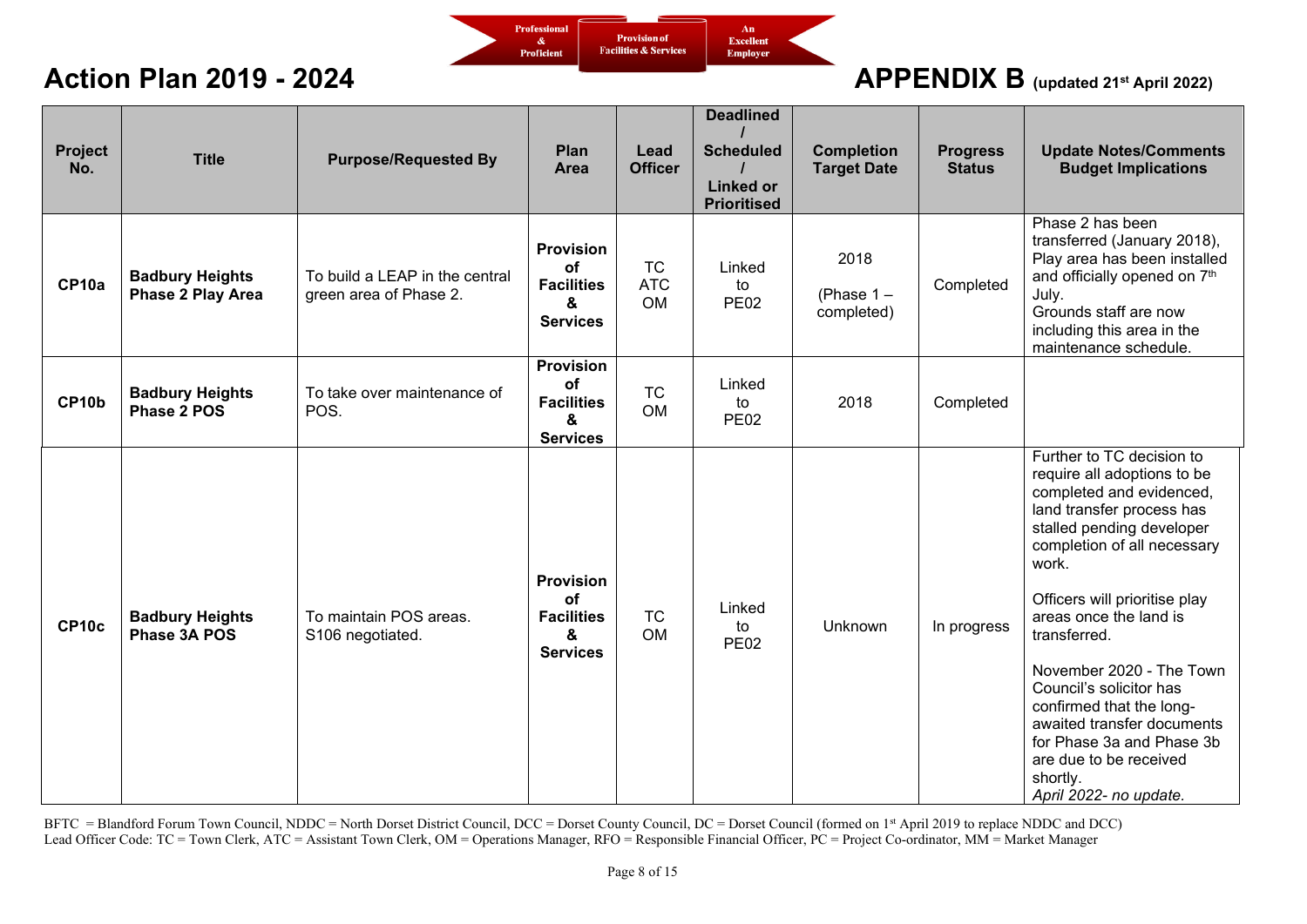Professional & Proficient | Provision of Facilities & Services | An Excellent Employer

# Action Plan 2019 - 2024

# APPENDIX B (updated 21st April 2022)

| Project No. | Title | Purpose/Requested By | Plan Area | Lead Officer | Deadlined / Scheduled / Linked or Prioritised | Completion Target Date | Progress Status | Update Notes/Comments Budget Implications |
|---|---|---|---|---|---|---|---|---|
| **CP10a** | **Badbury Heights Phase 2 Play Area** | To build a LEAP in the central green area of Phase 2. | **Provision of Facilities & Services** | TC ATC OM | Linked to PE02 | 2018 (Phase 1 – completed) | Completed | Phase 2 has been transferred (January 2018), Play area has been installed and officially opened on 7th July. Grounds staff are now including this area in the maintenance schedule. |
| **CP10b** | **Badbury Heights Phase 2 POS** | To take over maintenance of POS. | **Provision of Facilities & Services** | TC OM | Linked to PE02 | 2018 | Completed | |
| **CP10c** | **Badbury Heights Phase 3A POS** | To maintain POS areas. S106 negotiated. | **Provision of Facilities & Services** | TC OM | Linked to PE02 | Unknown | In progress | Further to TC decision to require all adoptions to be completed and evidenced, land transfer process has stalled pending developer completion of all necessary work.<br><br>Officers will prioritise play areas once the land is transferred.<br><br>November 2020 - The Town Council's solicitor has confirmed that the long-awaited transfer documents for Phase 3a and Phase 3b are due to be received shortly.<br>*April 2022- no update.* |

BFTC = Blandford Forum Town Council, NDDC = North Dorset District Council, DCC = Dorset County Council, DC = Dorset Council (formed on 1st April 2019 to replace NDDC and DCC)
Lead Officer Code: TC = Town Clerk, ATC = Assistant Town Clerk, OM = Operations Manager, RFO = Responsible Financial Officer, PC = Project Co-ordinator, MM = Market Manager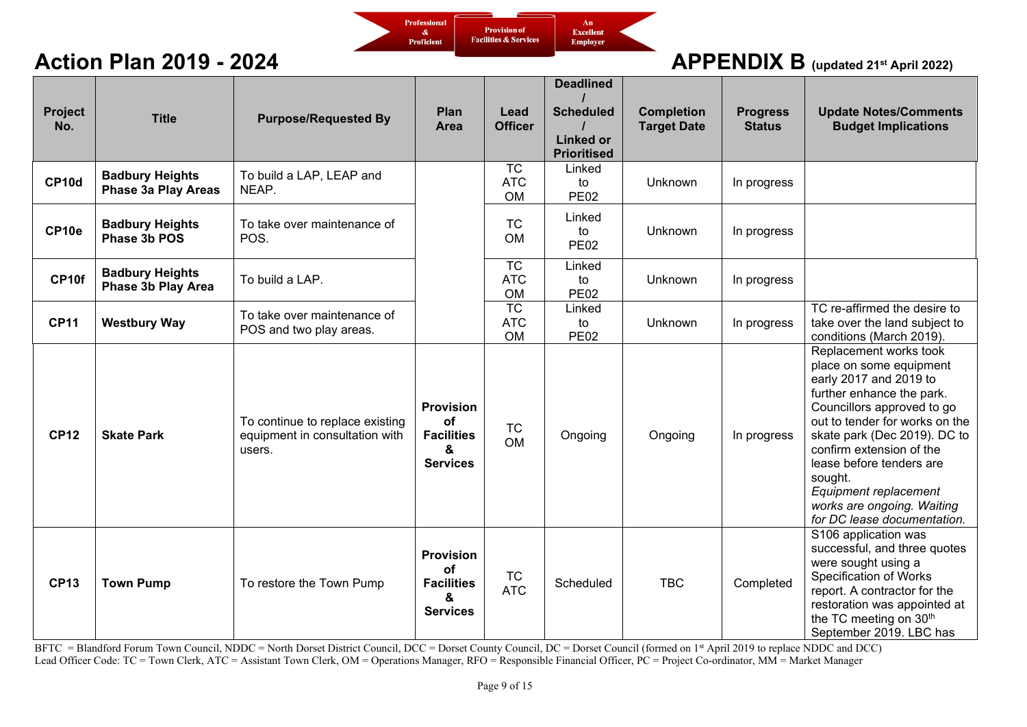Professional & Proficient | Provision of Facilities & Services | An Excellent Employer

# Action Plan 2019 - 2024

# APPENDIX B (updated 21st April 2022)

| Project No. | Title | Purpose/Requested By | Plan Area | Lead Officer | Deadlined / Scheduled / Linked or Prioritised | Completion Target Date | Progress Status | Update Notes/Comments Budget Implications |
|---|---|---|---|---|---|---|---|---|
| **CP10d** | **Badbury Heights Phase 3a Play Areas** | To build a LAP, LEAP and NEAP. | | TC ATC OM | Linked to PE02 | Unknown | In progress | |
| **CP10e** | **Badbury Heights Phase 3b POS** | To take over maintenance of POS. | | TC OM | Linked to PE02 | Unknown | In progress | |
| **CP10f** | **Badbury Heights Phase 3b Play Area** | To build a LAP. | | TC ATC OM | Linked to PE02 | Unknown | In progress | |
| **CP11** | **Westbury Way** | To take over maintenance of POS and two play areas. | | TC ATC OM | Linked to PE02 | Unknown | In progress | TC re-affirmed the desire to take over the land subject to conditions (March 2019). |
| **CP12** | **Skate Park** | To continue to replace existing equipment in consultation with users. | **Provision of Facilities & Services** | TC OM | Ongoing | Ongoing | In progress | Replacement works took place on some equipment early 2017 and 2019 to further enhance the park. Councillors approved to go out to tender for works on the skate park (Dec 2019). DC to confirm extension of the lease before tenders are sought. *Equipment replacement works are ongoing. Waiting for DC lease documentation.* |
| **CP13** | **Town Pump** | To restore the Town Pump | **Provision of Facilities & Services** | TC ATC | Scheduled | TBC | Completed | S106 application was successful, and three quotes were sought using a Specification of Works report. A contractor for the restoration was appointed at the TC meeting on 30th September 2019. LBC has |

BFTC = Blandford Forum Town Council, NDDC = North Dorset District Council, DCC = Dorset County Council, DC = Dorset Council (formed on 1st April 2019 to replace NDDC and DCC)
Lead Officer Code: TC = Town Clerk, ATC = Assistant Town Clerk, OM = Operations Manager, RFO = Responsible Financial Officer, PC = Project Co-ordinator, MM = Market Manager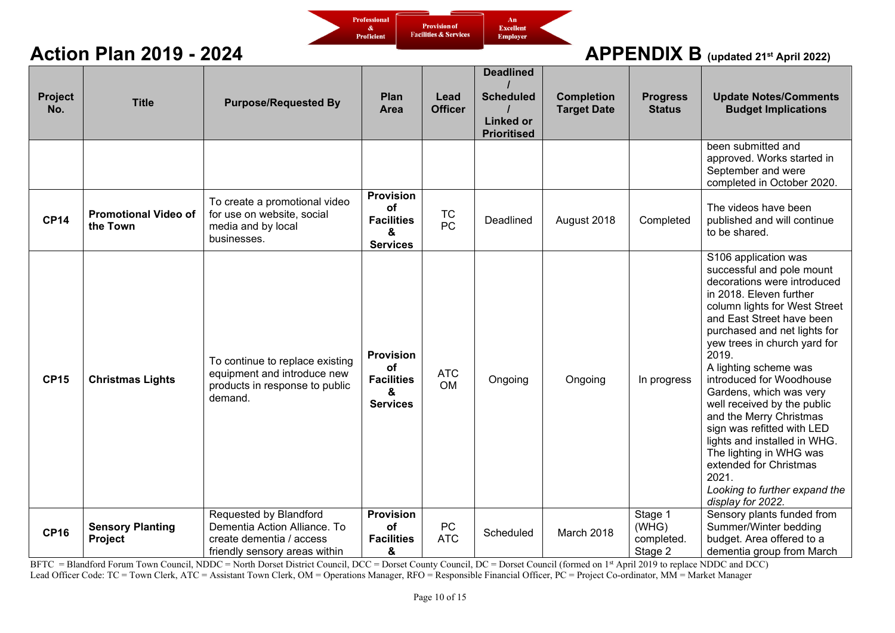## Action Plan 2019 - 2024

## APPENDIX B (updated 21st April 2022)

| Project No. | Title | Purpose/Requested By | Plan Area | Lead Officer | Deadlined / Scheduled / Linked or Prioritised | Completion Target Date | Progress Status | Update Notes/Comments Budget Implications |
|---|---|---|---|---|---|---|---|---|
| | | | | | | | | been submitted and approved. Works started in September and were completed in October 2020. |
| **CP14** | **Promotional Video of the Town** | To create a promotional video for use on website, social media and by local businesses. | **Provision of Facilities & Services** | TC PC | Deadlined | August 2018 | Completed | The videos have been published and will continue to be shared. |
| **CP15** | **Christmas Lights** | To continue to replace existing equipment and introduce new products in response to public demand. | **Provision of Facilities & Services** | ATC OM | Ongoing | Ongoing | In progress | S106 application was successful and pole mount decorations were introduced in 2018. Eleven further column lights for West Street and East Street have been purchased and net lights for yew trees in church yard for 2019. A lighting scheme was introduced for Woodhouse Gardens, which was very well received by the public and the Merry Christmas sign was refitted with LED lights and installed in WHG. The lighting in WHG was extended for Christmas 2021. *Looking to further expand the display for 2022.* |
| **CP16** | **Sensory Planting Project** | Requested by Blandford Dementia Action Alliance. To create dementia / access friendly sensory areas within | **Provision of Facilities &** | PC ATC | Scheduled | March 2018 | Stage 1 (WHG) completed. Stage 2 | Sensory plants funded from Summer/Winter bedding budget. Area offered to a dementia group from March |

BFTC = Blandford Forum Town Council, NDDC = North Dorset District Council, DCC = Dorset County Council, DC = Dorset Council (formed on 1st April 2019 to replace NDDC and DCC)
Lead Officer Code: TC = Town Clerk, ATC = Assistant Town Clerk, OM = Operations Manager, RFO = Responsible Financial Officer, PC = Project Co-ordinator, MM = Market Manager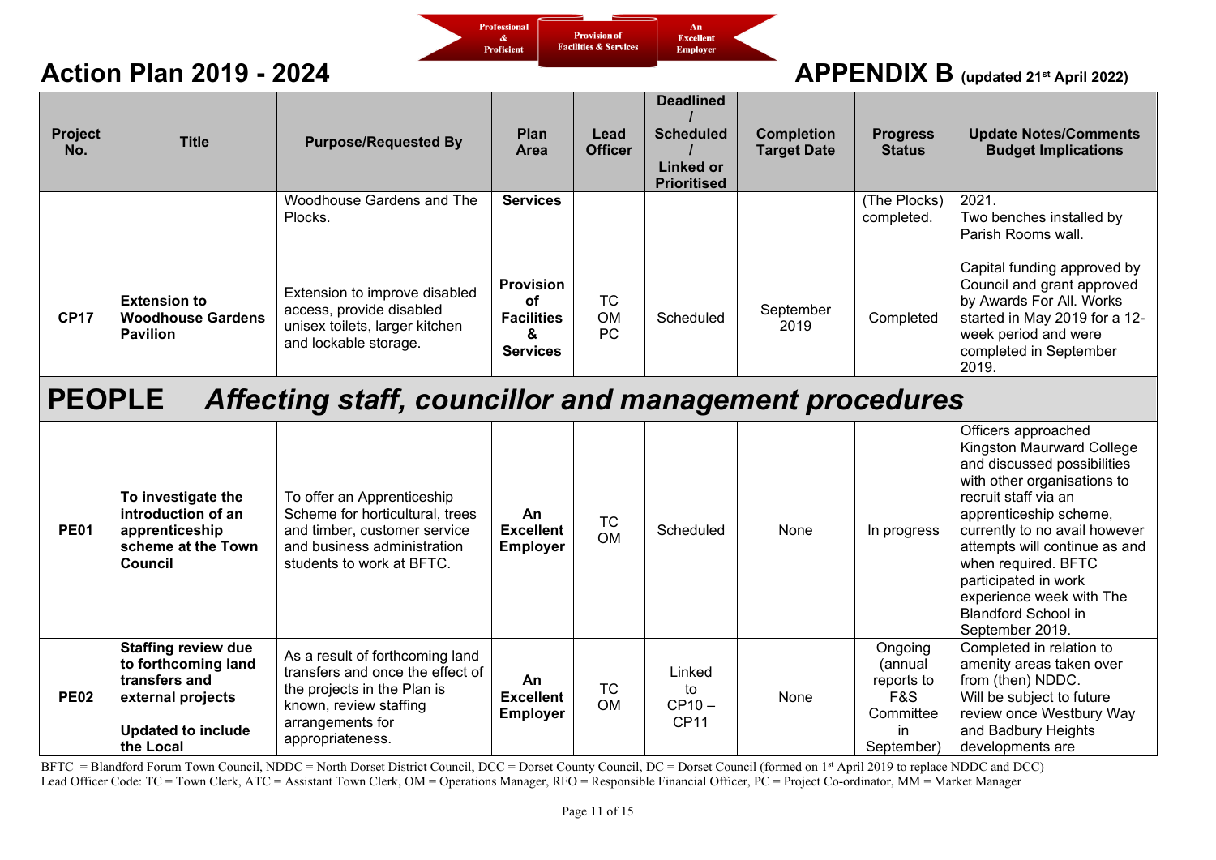Professional & Proficient | Provision of Facilities & Services | An Excellent Employer

# Action Plan 2019 - 2024

## APPENDIX B (updated 21st April 2022)

| Project No. | Title | Purpose/Requested By | Plan Area | Lead Officer | Deadlined / Scheduled / Linked or Prioritised | Completion Target Date | Progress Status | Update Notes/Comments Budget Implications |
|---|---|---|---|---|---|---|---|---|
| | | Woodhouse Gardens and The Plocks. | **Services** | | | | (The Plocks) completed. | 2021. Two benches installed by Parish Rooms wall. |
| **CP17** | **Extension to Woodhouse Gardens Pavilion** | Extension to improve disabled access, provide disabled unisex toilets, larger kitchen and lockable storage. | **Provision of Facilities & Services** | TC OM PC | Scheduled | September 2019 | Completed | Capital funding approved by Council and grant approved by Awards For All. Works started in May 2019 for a 12-week period and were completed in September 2019. |
| **PEOPLE** | ***Affecting staff, councillor and management procedures*** | | | | | | | |
| **PE01** | **To investigate the introduction of an apprenticeship scheme at the Town Council** | To offer an Apprenticeship Scheme for horticultural, trees and timber, customer service and business administration students to work at BFTC. | **An Excellent Employer** | TC OM | Scheduled | None | In progress | Officers approached Kingston Maurward College and discussed possibilities with other organisations to recruit staff via an apprenticeship scheme, currently to no avail however attempts will continue as and when required. BFTC participated in work experience week with The Blandford School in September 2019. |
| **PE02** | **Staffing review due to forthcoming land transfers and external projects**<br><br>**Updated to include the Local** | As a result of forthcoming land transfers and once the effect of the projects in the Plan is known, review staffing arrangements for appropriateness. | **An Excellent Employer** | TC OM | Linked to CP10 – CP11 | None | Ongoing (annual reports to F&S Committee in September) | Completed in relation to amenity areas taken over from (then) NDDC. Will be subject to future review once Westbury Way and Badbury Heights developments are |

BFTC = Blandford Forum Town Council, NDDC = North Dorset District Council, DCC = Dorset County Council, DC = Dorset Council (formed on 1st April 2019 to replace NDDC and DCC)
Lead Officer Code: TC = Town Clerk, ATC = Assistant Town Clerk, OM = Operations Manager, RFO = Responsible Financial Officer, PC = Project Co-ordinator, MM = Market Manager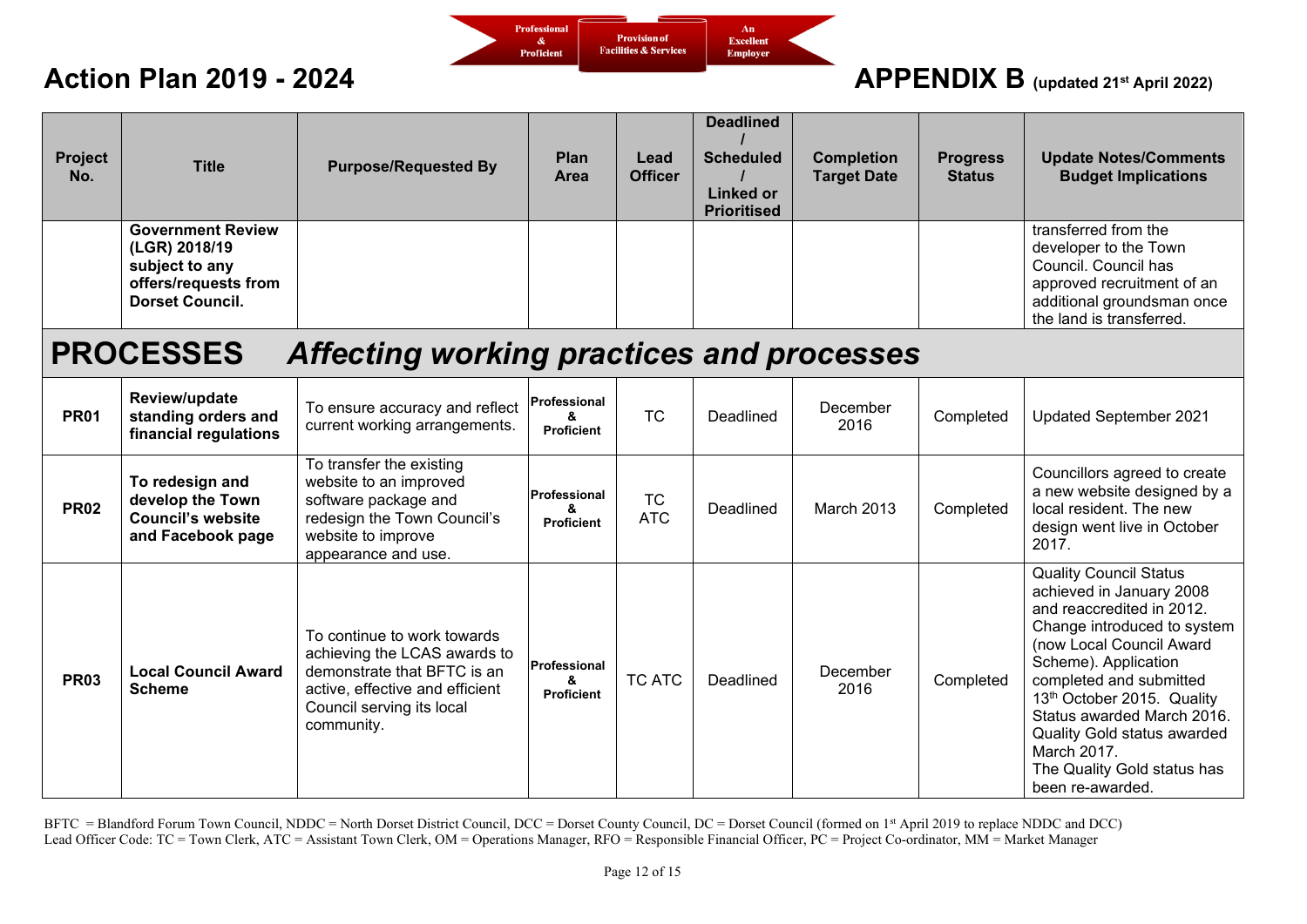# Action Plan 2019 - 2024

Professional & Proficient | Provision of Facilities & Services | An Excellent Employer

## APPENDIX B (updated 21st April 2022)

| Project No. | Title | Purpose/Requested By | Plan Area | Lead Officer | Deadlined / Scheduled / Linked or Prioritised | Completion Target Date | Progress Status | Update Notes/Comments Budget Implications |
|---|---|---|---|---|---|---|---|---|
| | **Government Review (LGR) 2018/19 subject to any offers/requests from Dorset Council.** | | | | | | | transferred from the developer to the Town Council. Council has approved recruitment of an additional groundsman once the land is transferred. |
| **PROCESSES** | ***Affecting working practices and processes*** | | | | | | | |
| **PR01** | **Review/update standing orders and financial regulations** | To ensure accuracy and reflect current working arrangements. | Professional & Proficient | TC | Deadlined | December 2016 | Completed | Updated September 2021 |
| **PR02** | **To redesign and develop the Town Council's website and Facebook page** | To transfer the existing website to an improved software package and redesign the Town Council's website to improve appearance and use. | Professional & Proficient | TC ATC | Deadlined | March 2013 | Completed | Councillors agreed to create a new website designed by a local resident. The new design went live in October 2017. |
| **PR03** | **Local Council Award Scheme** | To continue to work towards achieving the LCAS awards to demonstrate that BFTC is an active, effective and efficient Council serving its local community. | Professional & Proficient | TC ATC | Deadlined | December 2016 | Completed | Quality Council Status achieved in January 2008 and reaccredited in 2012. Change introduced to system (now Local Council Award Scheme). Application completed and submitted 13th October 2015. Quality Status awarded March 2016. Quality Gold status awarded March 2017. The Quality Gold status has been re-awarded. |

BFTC = Blandford Forum Town Council, NDDC = North Dorset District Council, DCC = Dorset County Council, DC = Dorset Council (formed on 1st April 2019 to replace NDDC and DCC)
Lead Officer Code: TC = Town Clerk, ATC = Assistant Town Clerk, OM = Operations Manager, RFO = Responsible Financial Officer, PC = Project Co-ordinator, MM = Market Manager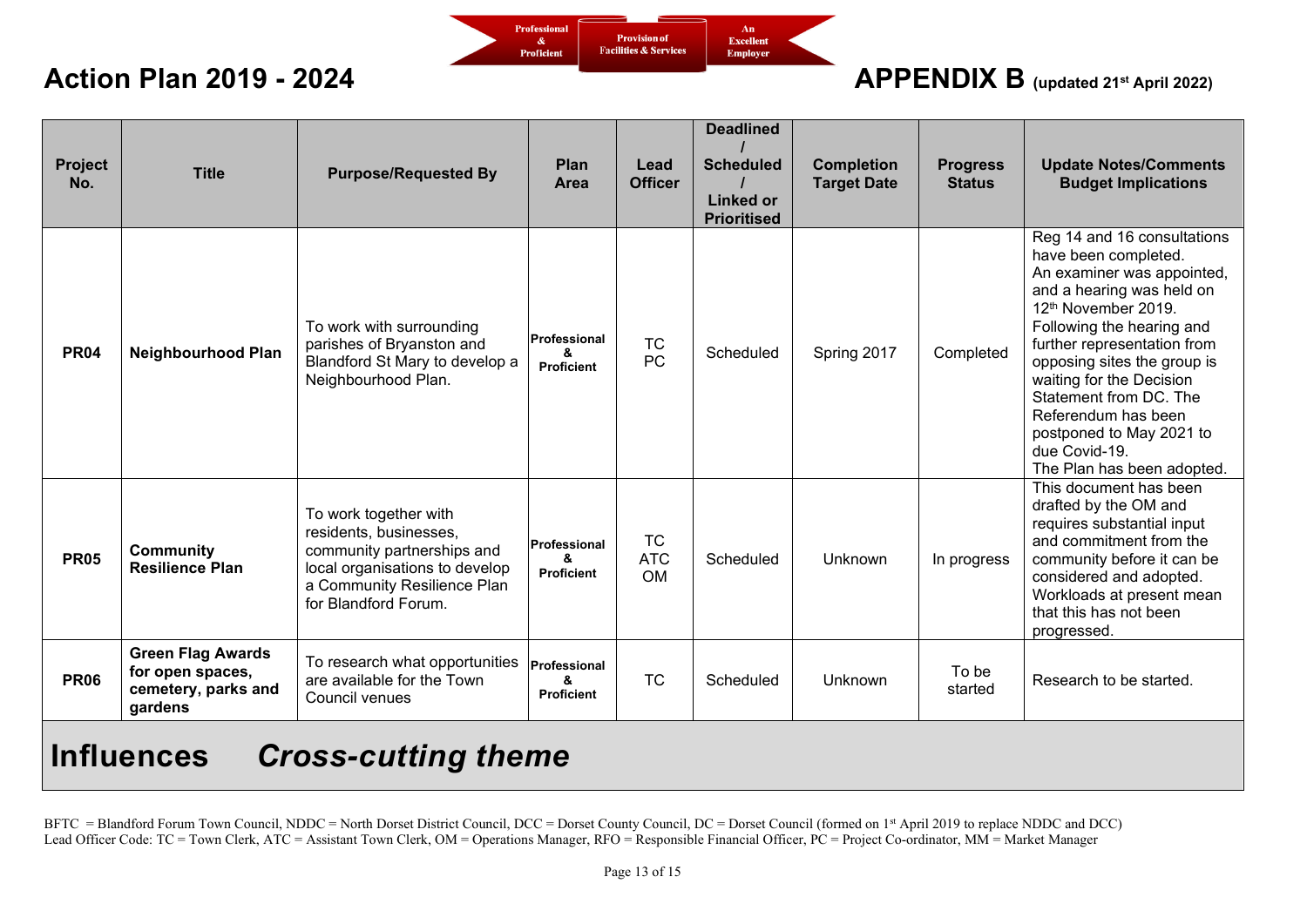# Action Plan 2019 - 2024

# APPENDIX B (updated 21st April 2022)

| Project No. | Title | Purpose/Requested By | Plan Area | Lead Officer | Deadlined / Scheduled / Linked or Prioritised | Completion Target Date | Progress Status | Update Notes/Comments Budget Implications |
|---|---|---|---|---|---|---|---|---|
| **PR04** | **Neighbourhood Plan** | To work with surrounding parishes of Bryanston and Blandford St Mary to develop a Neighbourhood Plan. | **Professional & Proficient** | TC PC | Scheduled | Spring 2017 | Completed | Reg 14 and 16 consultations have been completed. An examiner was appointed, and a hearing was held on 12th November 2019. Following the hearing and further representation from opposing sites the group is waiting for the Decision Statement from DC. The Referendum has been postponed to May 2021 to due Covid-19. The Plan has been adopted. |
| **PR05** | **Community Resilience Plan** | To work together with residents, businesses, community partnerships and local organisations to develop a Community Resilience Plan for Blandford Forum. | **Professional & Proficient** | TC ATC OM | Scheduled | Unknown | In progress | This document has been drafted by the OM and requires substantial input and commitment from the community before it can be considered and adopted. Workloads at present mean that this has not been progressed. |
| **PR06** | **Green Flag Awards for open spaces, cemetery, parks and gardens** | To research what opportunities are available for the Town Council venues | **Professional & Proficient** | TC | Scheduled | Unknown | To be started | Research to be started. |

## Influences *Cross-cutting theme*

BFTC = Blandford Forum Town Council, NDDC = North Dorset District Council, DCC = Dorset County Council, DC = Dorset Council (formed on 1st April 2019 to replace NDDC and DCC)
Lead Officer Code: TC = Town Clerk, ATC = Assistant Town Clerk, OM = Operations Manager, RFO = Responsible Financial Officer, PC = Project Co-ordinator, MM = Market Manager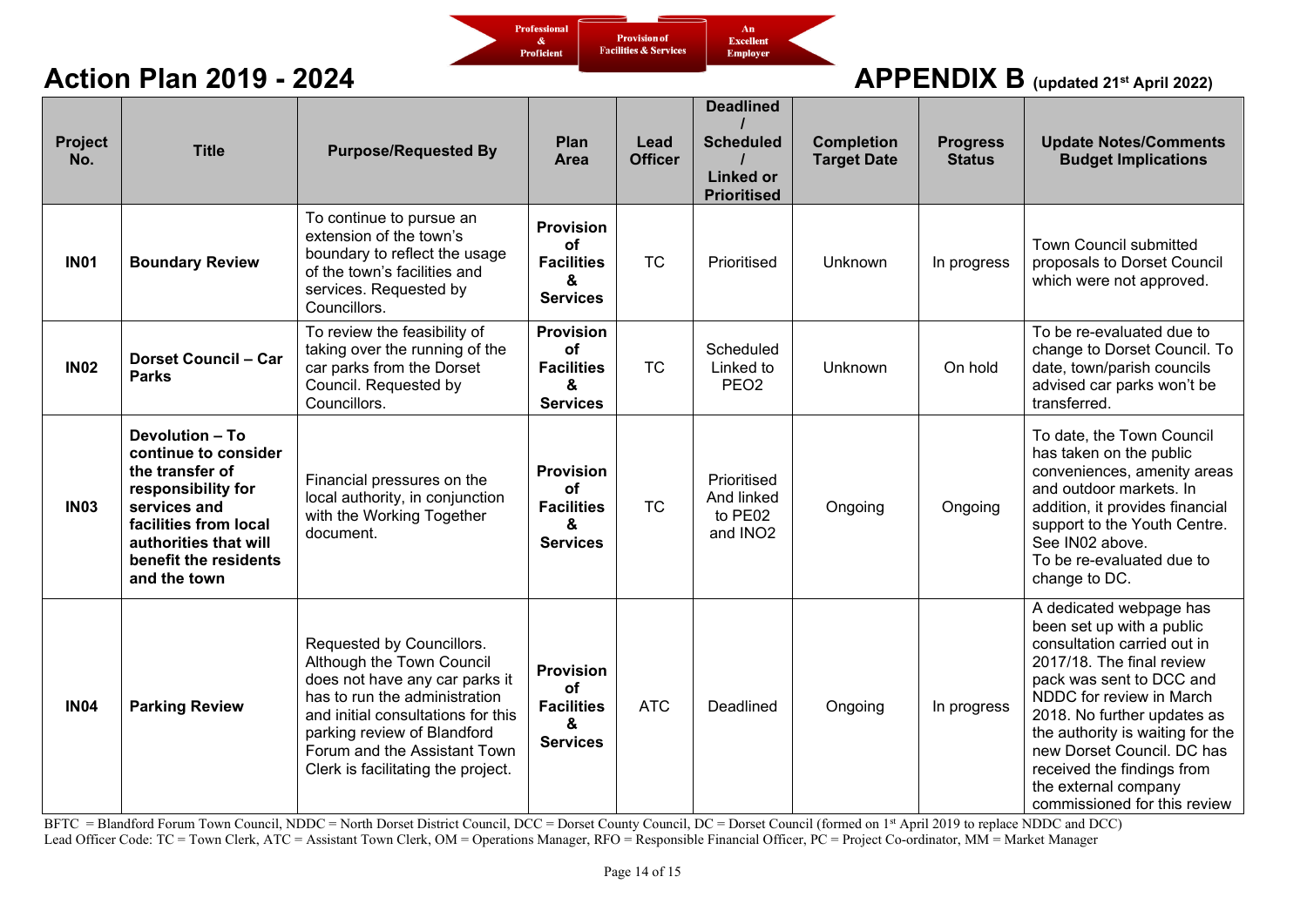Professional & Proficient | Provision of Facilities & Services | An Excellent Employer

# Action Plan 2019 - 2024

# APPENDIX B (updated 21st April 2022)

| Project No. | Title | Purpose/Requested By | Plan Area | Lead Officer | Deadlined / Scheduled / Linked or Prioritised | Completion Target Date | Progress Status | Update Notes/Comments Budget Implications |
|---|---|---|---|---|---|---|---|---|
| **IN01** | **Boundary Review** | To continue to pursue an extension of the town's boundary to reflect the usage of the town's facilities and services. Requested by Councillors. | **Provision of Facilities & Services** | TC | Prioritised | Unknown | In progress | Town Council submitted proposals to Dorset Council which were not approved. |
| **IN02** | **Dorset Council – Car Parks** | To review the feasibility of taking over the running of the car parks from the Dorset Council. Requested by Councillors. | **Provision of Facilities & Services** | TC | Scheduled Linked to PEO2 | Unknown | On hold | To be re-evaluated due to change to Dorset Council. To date, town/parish councils advised car parks won't be transferred. |
| **IN03** | **Devolution – To continue to consider the transfer of responsibility for services and facilities from local authorities that will benefit the residents and the town** | Financial pressures on the local authority, in conjunction with the Working Together document. | **Provision of Facilities & Services** | TC | Prioritised And linked to PE02 and INO2 | Ongoing | Ongoing | To date, the Town Council has taken on the public conveniences, amenity areas and outdoor markets. In addition, it provides financial support to the Youth Centre. See IN02 above. To be re-evaluated due to change to DC. |
| **IN04** | **Parking Review** | Requested by Councillors. Although the Town Council does not have any car parks it has to run the administration and initial consultations for this parking review of Blandford Forum and the Assistant Town Clerk is facilitating the project. | **Provision of Facilities & Services** | ATC | Deadlined | Ongoing | In progress | A dedicated webpage has been set up with a public consultation carried out in 2017/18. The final review pack was sent to DCC and NDDC for review in March 2018. No further updates as the authority is waiting for the new Dorset Council. DC has received the findings from the external company commissioned for this review |

BFTC = Blandford Forum Town Council, NDDC = North Dorset District Council, DCC = Dorset County Council, DC = Dorset Council (formed on 1st April 2019 to replace NDDC and DCC)
Lead Officer Code: TC = Town Clerk, ATC = Assistant Town Clerk, OM = Operations Manager, RFO = Responsible Financial Officer, PC = Project Co-ordinator, MM = Market Manager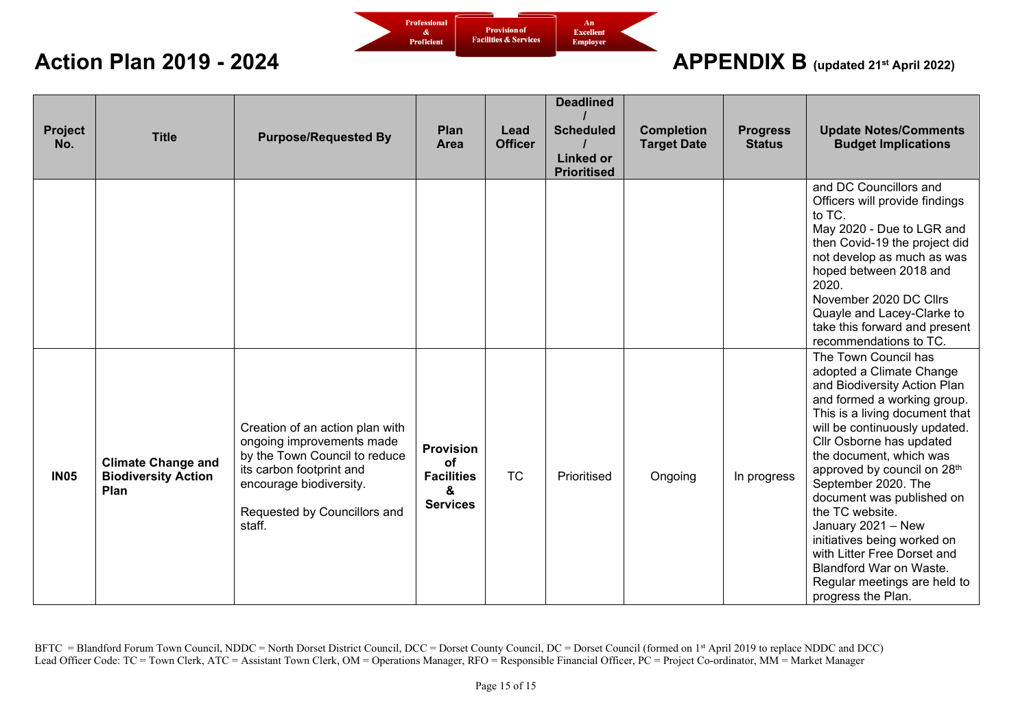Professional & Proficient | Provision of Facilities & Services | An Excellent Employer

# Action Plan 2019 - 2024

# APPENDIX B (updated 21st April 2022)

| Project No. | Title | Purpose/Requested By | Plan Area | Lead Officer | Deadlined / Scheduled / Linked or Prioritised | Completion Target Date | Progress Status | Update Notes/Comments Budget Implications |
|---|---|---|---|---|---|---|---|---|
| | | | | | | | | and DC Councillors and Officers will provide findings to TC. May 2020 - Due to LGR and then Covid-19 the project did not develop as much as was hoped between 2018 and 2020. November 2020 DC Cllrs Quayle and Lacey-Clarke to take this forward and present recommendations to TC. |
| **IN05** | **Climate Change and Biodiversity Action Plan** | Creation of an action plan with ongoing improvements made by the Town Council to reduce its carbon footprint and encourage biodiversity. Requested by Councillors and staff. | **Provision of Facilities & Services** | TC | Prioritised | Ongoing | In progress | The Town Council has adopted a Climate Change and Biodiversity Action Plan and formed a working group. This is a living document that will be continuously updated. Cllr Osborne has updated the document, which was approved by council on 28th September 2020. The document was published on the TC website. January 2021 – New initiatives being worked on with Litter Free Dorset and Blandford War on Waste. Regular meetings are held to progress the Plan. |

BFTC = Blandford Forum Town Council, NDDC = North Dorset District Council, DCC = Dorset County Council, DC = Dorset Council (formed on 1st April 2019 to replace NDDC and DCC)
Lead Officer Code: TC = Town Clerk, ATC = Assistant Town Clerk, OM = Operations Manager, RFO = Responsible Financial Officer, PC = Project Co-ordinator, MM = Market Manager